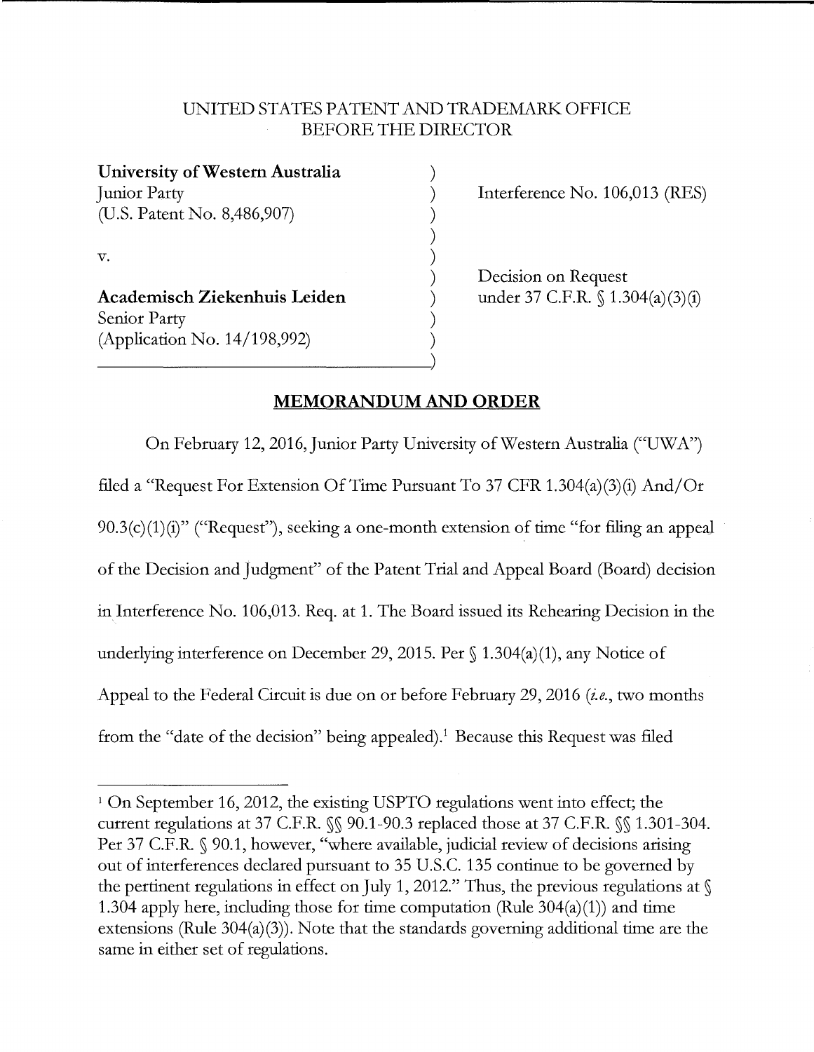UNITED STATES PATENT AND TRADEMARK OFFICE
BEFORE THE DIRECTOR

| | |
|---|---|
| **University of Western Australia**<br>Junior Party<br>(U.S. Patent No. 8,486,907)<br><br>v.<br><br>**Academisch Ziekenhuis Leiden**<br>Senior Party<br>(Application No. 14/198,992) | Interference No. 106,013 (RES)<br><br>Decision on Request<br>under 37 C.F.R. § 1.304(a)(3)(i) |

## MEMORANDUM AND ORDER

On February 12, 2016, Junior Party University of Western Australia ("UWA") filed a "Request For Extension Of Time Pursuant To 37 CFR 1.304(a)(3)(i) And/Or 90.3(c)(1)(i)" ("Request"), seeking a one-month extension of time "for filing an appeal of the Decision and Judgment" of the Patent Trial and Appeal Board (Board) decision in Interference No. 106,013. Req. at 1. The Board issued its Rehearing Decision in the underlying interference on December 29, 2015. Per § 1.304(a)(1), any Notice of Appeal to the Federal Circuit is due on or before February 29, 2016 (*i.e.*, two months from the "date of the decision" being appealed).[1] Because this Request was filed

[1] On September 16, 2012, the existing USPTO regulations went into effect; the current regulations at 37 C.F.R. §§ 90.1-90.3 replaced those at 37 C.F.R. §§ 1.301-304. Per 37 C.F.R. § 90.1, however, "where available, judicial review of decisions arising out of interferences declared pursuant to 35 U.S.C. 135 continue to be governed by the pertinent regulations in effect on July 1, 2012." Thus, the previous regulations at § 1.304 apply here, including those for time computation (Rule 304(a)(1)) and time extensions (Rule 304(a)(3)). Note that the standards governing additional time are the same in either set of regulations.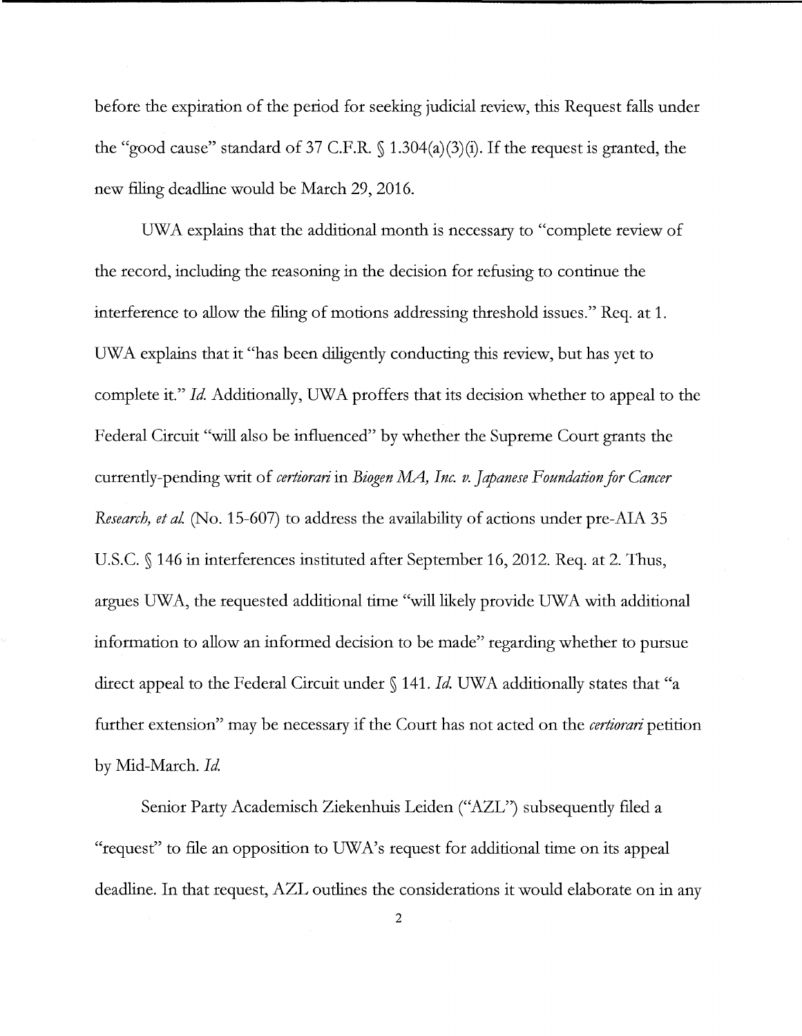before the expiration of the period for seeking judicial review, this Request falls under the "good cause" standard of 37 C.F.R. § 1.304(a)(3)(i). If the request is granted, the new filing deadline would be March 29, 2016.

UWA explains that the additional month is necessary to "complete review of the record, including the reasoning in the decision for refusing to continue the interference to allow the filing of motions addressing threshold issues." Req. at 1. UWA explains that it "has been diligently conducting this review, but has yet to complete it." *Id.* Additionally, UWA proffers that its decision whether to appeal to the Federal Circuit "will also be influenced" by whether the Supreme Court grants the currently-pending writ of *certiorari* in *Biogen MA, Inc. v. Japanese Foundation for Cancer Research, et al.* (No. 15-607) to address the availability of actions under pre-AIA 35 U.S.C. § 146 in interferences instituted after September 16, 2012. Req. at 2. Thus, argues UWA, the requested additional time "will likely provide UWA with additional information to allow an informed decision to be made" regarding whether to pursue direct appeal to the Federal Circuit under § 141. *Id.* UWA additionally states that "a further extension" may be necessary if the Court has not acted on the *certiorari* petition by Mid-March. *Id.*

Senior Party Academisch Ziekenhuis Leiden ("AZL") subsequently filed a "request" to file an opposition to UWA's request for additional time on its appeal deadline. In that request, AZL outlines the considerations it would elaborate on in any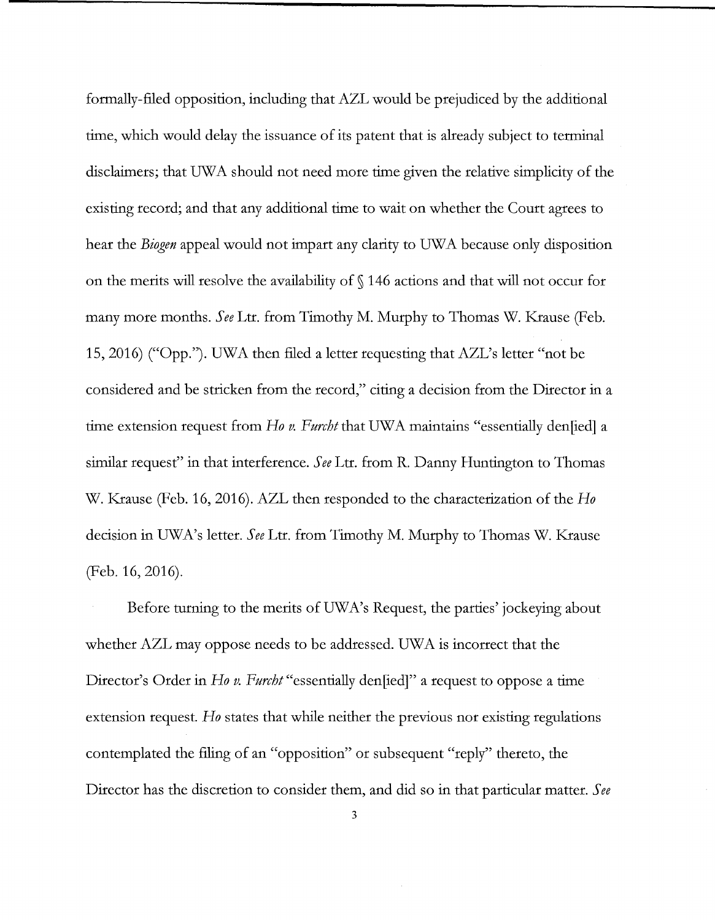formally-filed opposition, including that AZL would be prejudiced by the additional time, which would delay the issuance of its patent that is already subject to terminal disclaimers; that UWA should not need more time given the relative simplicity of the existing record; and that any additional time to wait on whether the Court agrees to hear the *Biogen* appeal would not impart any clarity to UWA because only disposition on the merits will resolve the availability of § 146 actions and that will not occur for many more months. *See* Ltr. from Timothy M. Murphy to Thomas W. Krause (Feb. 15, 2016) ("Opp."). UWA then filed a letter requesting that AZL's letter "not be considered and be stricken from the record," citing a decision from the Director in a time extension request from *Ho v. Furcht* that UWA maintains "essentially den[ied] a similar request" in that interference. *See* Ltr. from R. Danny Huntington to Thomas W. Krause (Feb. 16, 2016). AZL then responded to the characterization of the *Ho* decision in UWA's letter. *See* Ltr. from Timothy M. Murphy to Thomas W. Krause (Feb. 16, 2016).

Before turning to the merits of UWA's Request, the parties' jockeying about whether AZL may oppose needs to be addressed. UWA is incorrect that the Director's Order in *Ho v. Furcht* "essentially den[ied]" a request to oppose a time extension request. *Ho* states that while neither the previous nor existing regulations contemplated the filing of an "opposition" or subsequent "reply" thereto, the Director has the discretion to consider them, and did so in that particular matter. *See*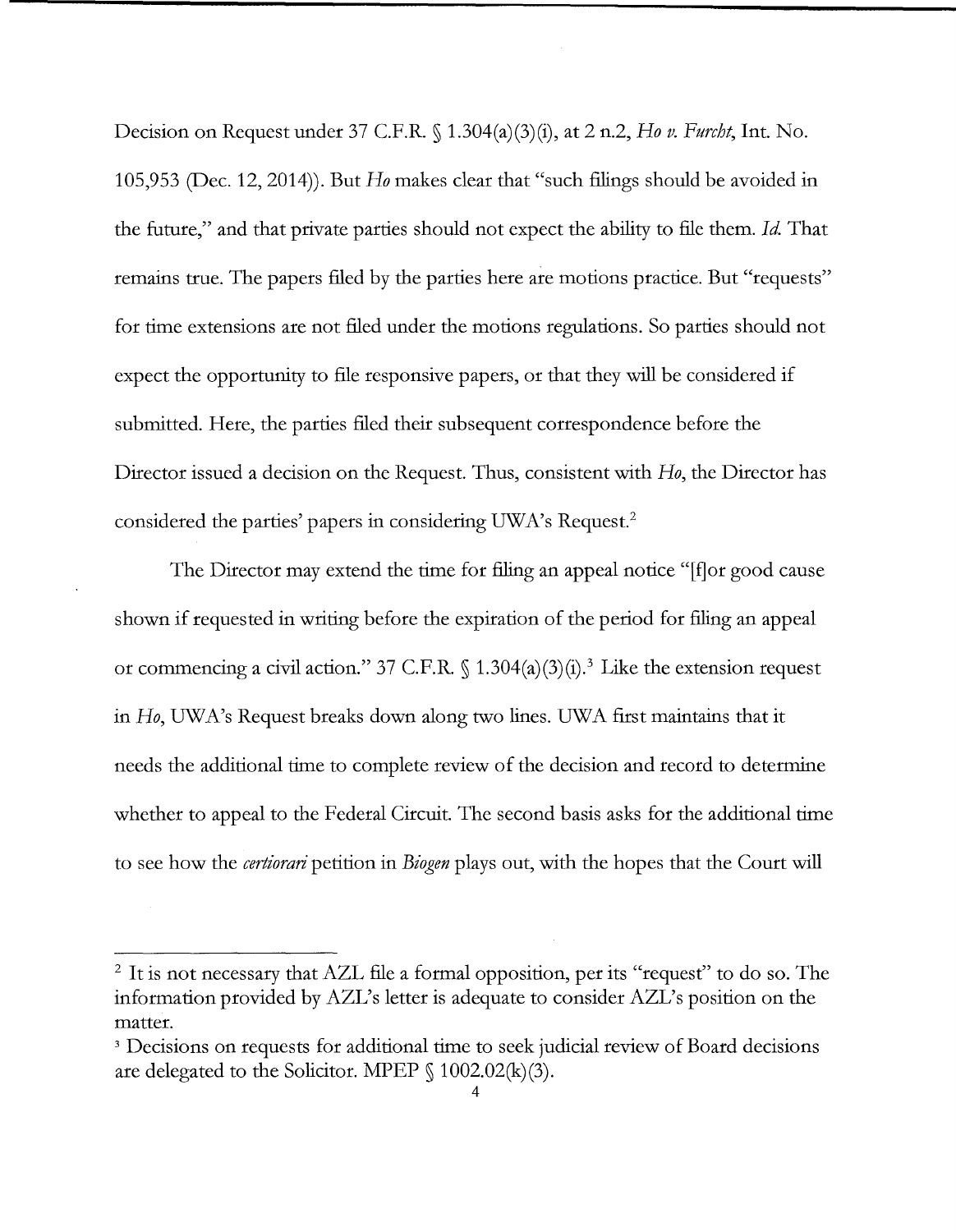Decision on Request under 37 C.F.R. § 1.304(a)(3)(i), at 2 n.2, *Ho v. Furcht*, Int. No. 105,953 (Dec. 12, 2014)). But *Ho* makes clear that "such filings should be avoided in the future," and that private parties should not expect the ability to file them. *Id.* That remains true. The papers filed by the parties here are motions practice. But "requests" for time extensions are not filed under the motions regulations. So parties should not expect the opportunity to file responsive papers, or that they will be considered if submitted. Here, the parties filed their subsequent correspondence before the Director issued a decision on the Request. Thus, consistent with *Ho*, the Director has considered the parties' papers in considering UWA's Request.[2]

The Director may extend the time for filing an appeal notice "[f]or good cause shown if requested in writing before the expiration of the period for filing an appeal or commencing a civil action." 37 C.F.R. § 1.304(a)(3)(i).[3] Like the extension request in *Ho*, UWA's Request breaks down along two lines. UWA first maintains that it needs the additional time to complete review of the decision and record to determine whether to appeal to the Federal Circuit. The second basis asks for the additional time to see how the *certiorari* petition in *Biogen* plays out, with the hopes that the Court will

---

[2] It is not necessary that AZL file a formal opposition, per its "request" to do so. The information provided by AZL's letter is adequate to consider AZL's position on the matter.

[3] Decisions on requests for additional time to seek judicial review of Board decisions are delegated to the Solicitor. MPEP § 1002.02(k)(3).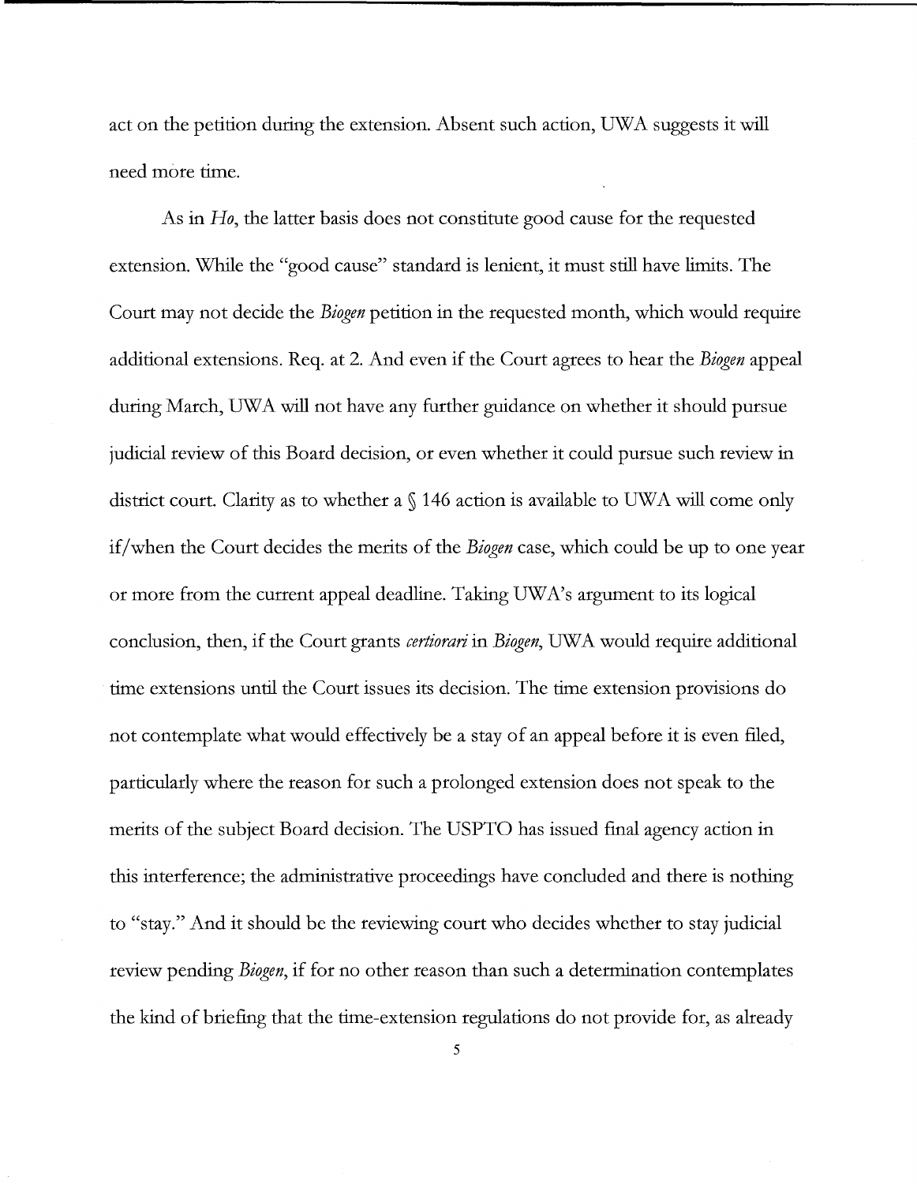act on the petition during the extension. Absent such action, UWA suggests it will need more time.

As in *Ho*, the latter basis does not constitute good cause for the requested extension. While the "good cause" standard is lenient, it must still have limits. The Court may not decide the *Biogen* petition in the requested month, which would require additional extensions. Req. at 2. And even if the Court agrees to hear the *Biogen* appeal during March, UWA will not have any further guidance on whether it should pursue judicial review of this Board decision, or even whether it could pursue such review in district court. Clarity as to whether a § 146 action is available to UWA will come only if/when the Court decides the merits of the *Biogen* case, which could be up to one year or more from the current appeal deadline. Taking UWA's argument to its logical conclusion, then, if the Court grants *certiorari* in *Biogen*, UWA would require additional time extensions until the Court issues its decision. The time extension provisions do not contemplate what would effectively be a stay of an appeal before it is even filed, particularly where the reason for such a prolonged extension does not speak to the merits of the subject Board decision. The USPTO has issued final agency action in this interference; the administrative proceedings have concluded and there is nothing to "stay." And it should be the reviewing court who decides whether to stay judicial review pending *Biogen*, if for no other reason than such a determination contemplates the kind of briefing that the time-extension regulations do not provide for, as already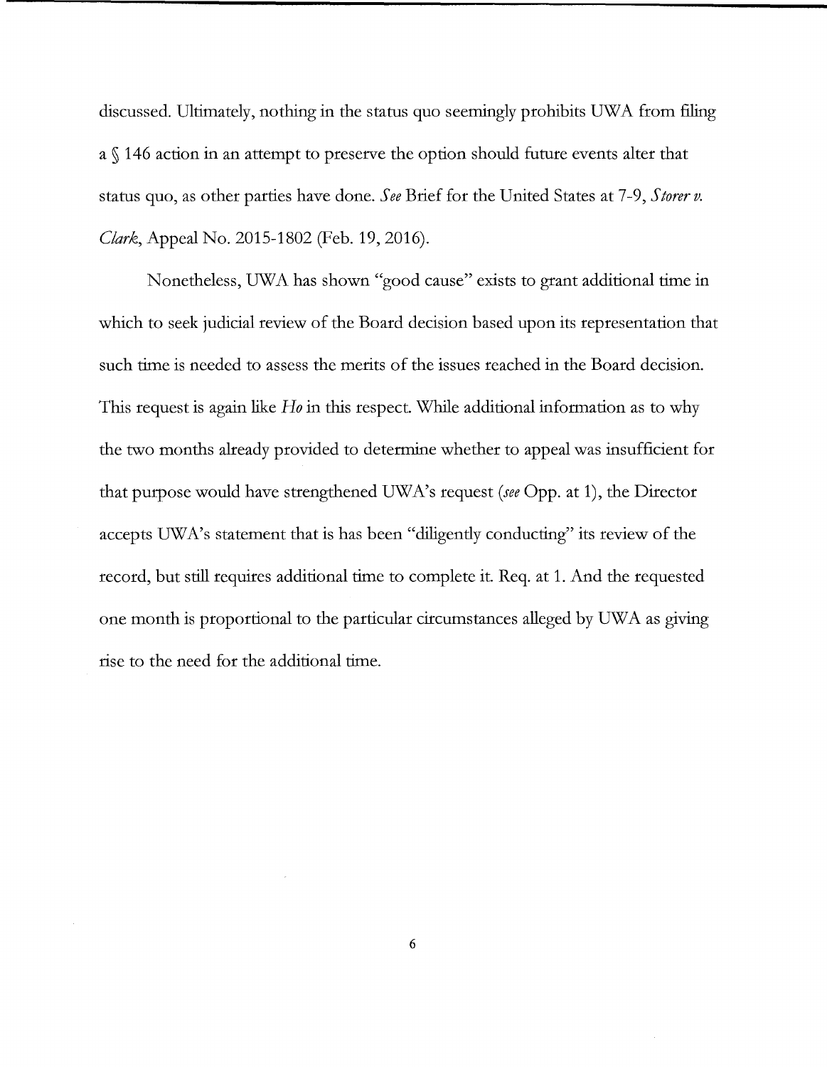discussed. Ultimately, nothing in the status quo seemingly prohibits UWA from filing a § 146 action in an attempt to preserve the option should future events alter that status quo, as other parties have done. *See* Brief for the United States at 7-9, *Storer v. Clark*, Appeal No. 2015-1802 (Feb. 19, 2016).

Nonetheless, UWA has shown "good cause" exists to grant additional time in which to seek judicial review of the Board decision based upon its representation that such time is needed to assess the merits of the issues reached in the Board decision. This request is again like *Ho* in this respect. While additional information as to why the two months already provided to determine whether to appeal was insufficient for that purpose would have strengthened UWA's request (*see* Opp. at 1), the Director accepts UWA's statement that is has been "diligently conducting" its review of the record, but still requires additional time to complete it. Req. at 1. And the requested one month is proportional to the particular circumstances alleged by UWA as giving rise to the need for the additional time.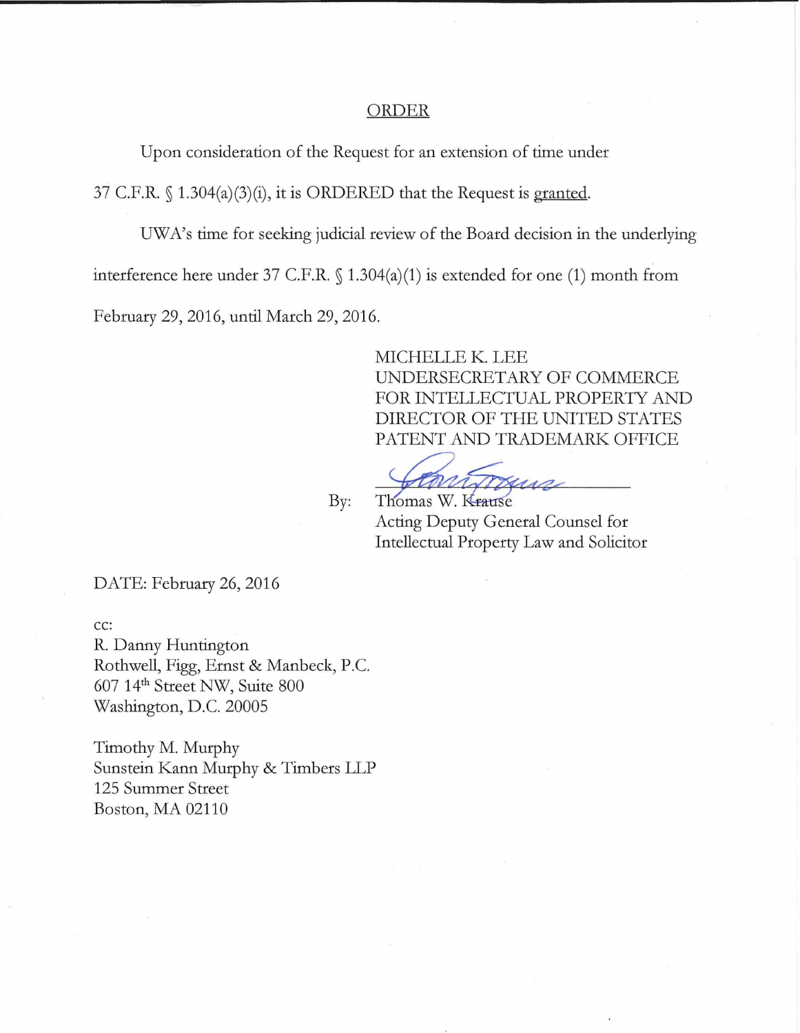# ORDER

Upon consideration of the Request for an extension of time under 37 C.F.R. § 1.304(a)(3)(i), it is ORDERED that the Request is granted.

UWA's time for seeking judicial review of the Board decision in the underlying interference here under 37 C.F.R. § 1.304(a)(1) is extended for one (1) month from February 29, 2016, until March 29, 2016.

MICHELLE K. LEE
UNDERSECRETARY OF COMMERCE
FOR INTELLECTUAL PROPERTY AND
DIRECTOR OF THE UNITED STATES
PATENT AND TRADEMARK OFFICE

By: Thomas W. Krause
Acting Deputy General Counsel for
Intellectual Property Law and Solicitor

DATE: February 26, 2016

cc:

R. Danny Huntington
Rothwell, Figg, Ernst & Manbeck, P.C.
607 14th Street NW, Suite 800
Washington, D.C. 20005

Timothy M. Murphy
Sunstein Kann Murphy & Timbers LLP
125 Summer Street
Boston, MA 02110